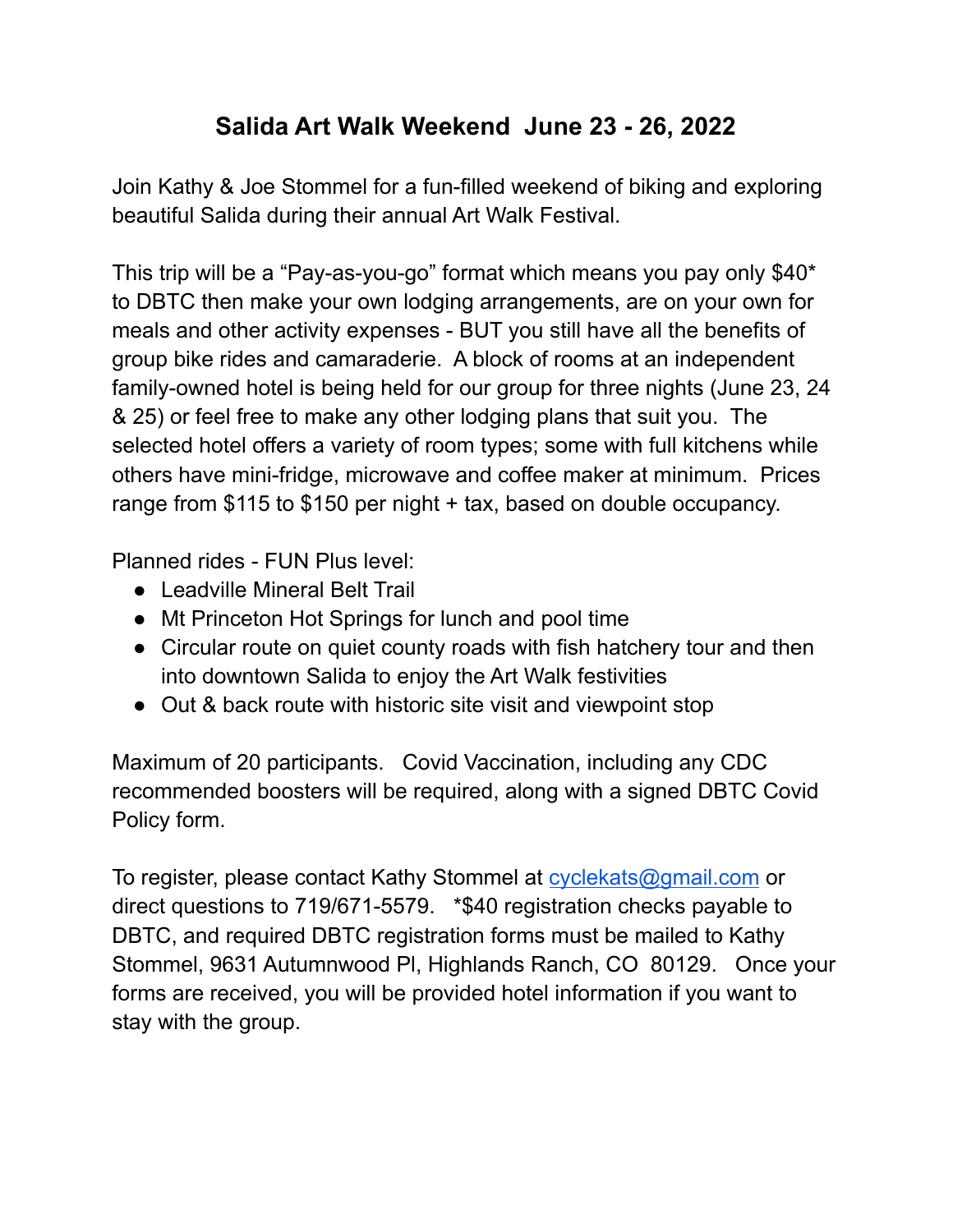# Salida Art Walk Weekend  June 23 - 26, 2022

Join Kathy & Joe Stommel for a fun-filled weekend of biking and exploring beautiful Salida during their annual Art Walk Festival.

This trip will be a "Pay-as-you-go" format which means you pay only $40* to DBTC then make your own lodging arrangements, are on your own for meals and other activity expenses - BUT you still have all the benefits of group bike rides and camaraderie.  A block of rooms at an independent family-owned hotel is being held for our group for three nights (June 23, 24 & 25) or feel free to make any other lodging plans that suit you.  The selected hotel offers a variety of room types; some with full kitchens while others have mini-fridge, microwave and coffee maker at minimum.  Prices range from $115 to $150 per night + tax, based on double occupancy.

Planned rides - FUN Plus level:

- Leadville Mineral Belt Trail
- Mt Princeton Hot Springs for lunch and pool time
- Circular route on quiet county roads with fish hatchery tour and then into downtown Salida to enjoy the Art Walk festivities
- Out & back route with historic site visit and viewpoint stop

Maximum of 20 participants.   Covid Vaccination, including any CDC recommended boosters will be required, along with a signed DBTC Covid Policy form.

To register, please contact Kathy Stommel at [cyclekats@gmail.com](mailto:cyclekats@gmail.com) or direct questions to 719/671-5579.   *$40 registration checks payable to DBTC, and required DBTC registration forms must be mailed to Kathy Stommel, 9631 Autumnwood Pl, Highlands Ranch, CO  80129.   Once your forms are received, you will be provided hotel information if you want to stay with the group.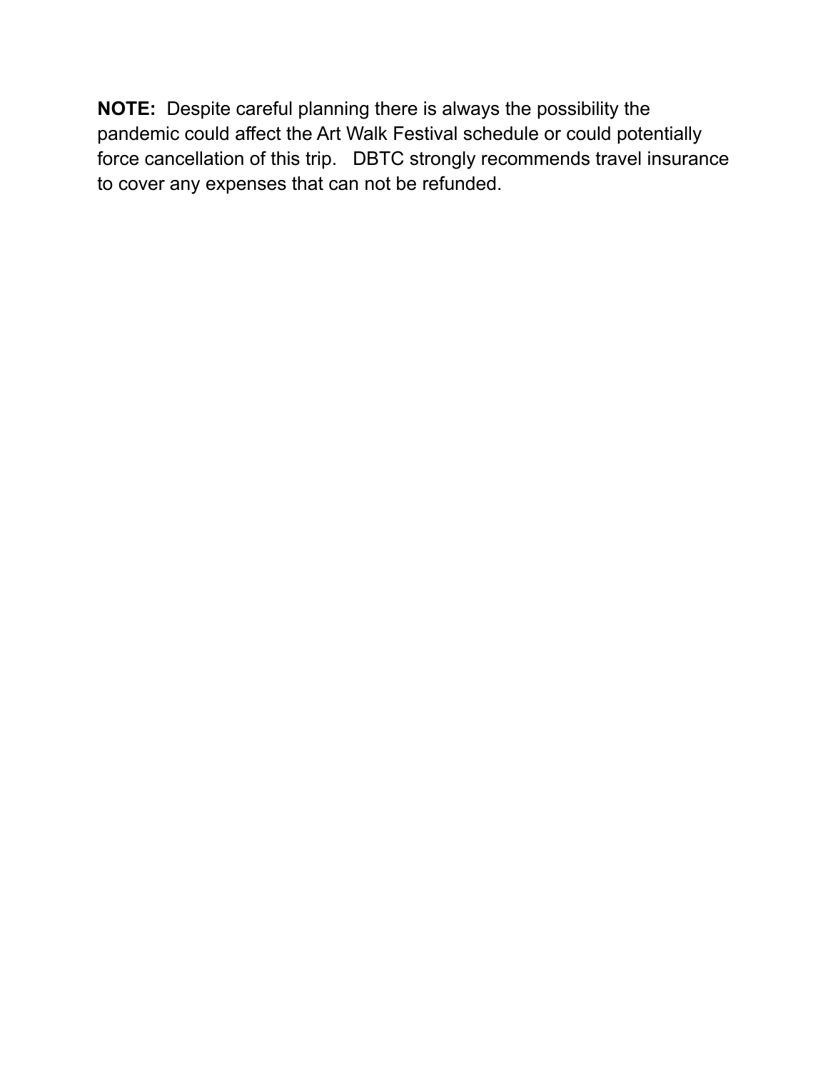**NOTE:** Despite careful planning there is always the possibility the pandemic could affect the Art Walk Festival schedule or could potentially force cancellation of this trip. DBTC strongly recommends travel insurance to cover any expenses that can not be refunded.